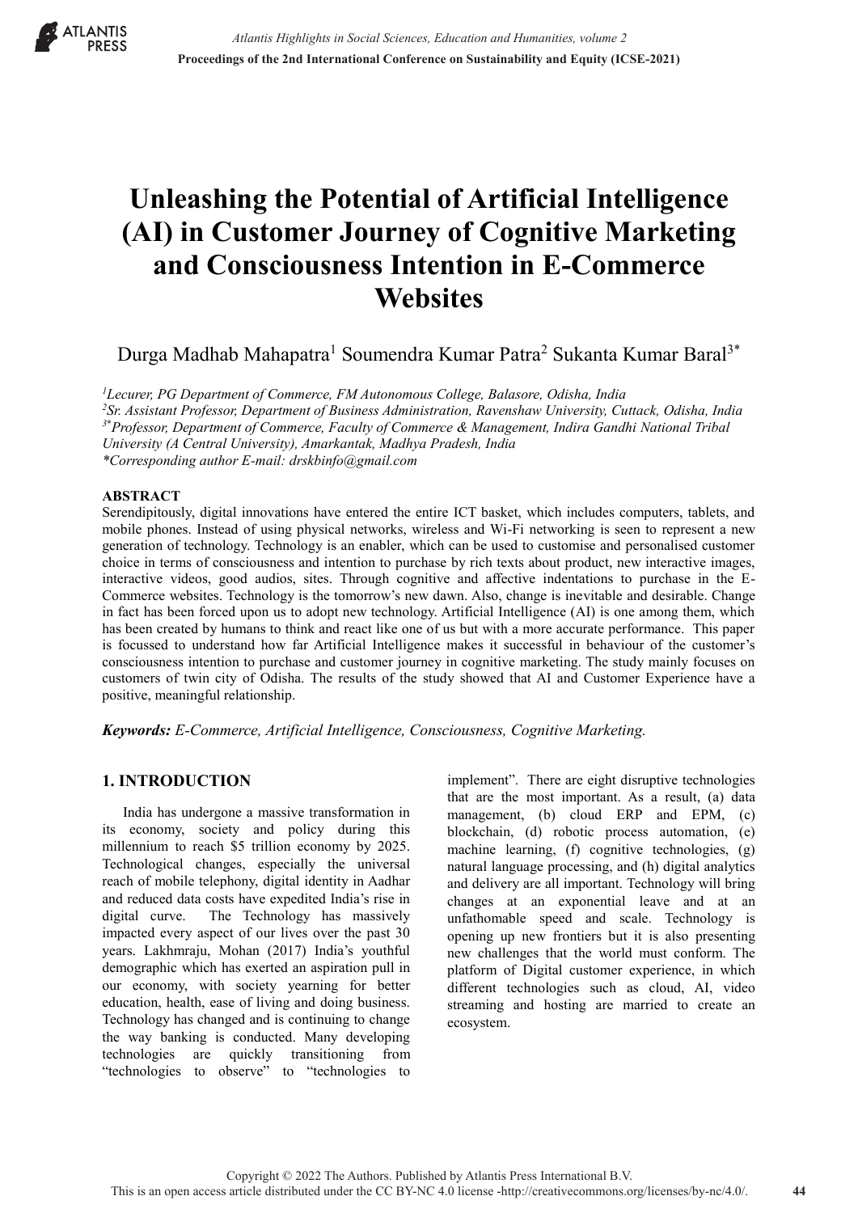# Unleashing the Potential of Artificial Intelligence (AI) in Customer Journey of Cognitive Marketing and Consciousness Intention in E-Commerce Websites

Durga Madhab Mahapatra[1] Soumendra Kumar Patra[2] Sukanta Kumar Baral[3*]

[1]*Lecurer, PG Department of Commerce, FM Autonomous College, Balasore, Odisha, India*
[2]*Sr. Assistant Professor, Department of Business Administration, Ravenshaw University, Cuttack, Odisha, India*
[3*]*Professor, Department of Commerce, Faculty of Commerce & Management, Indira Gandhi National Tribal University (A Central University), Amarkantak, Madhya Pradesh, India*
*\*Corresponding author E-mail: drskbinfo@gmail.com*

## ABSTRACT

Serendipitously, digital innovations have entered the entire ICT basket, which includes computers, tablets, and mobile phones. Instead of using physical networks, wireless and Wi-Fi networking is seen to represent a new generation of technology. Technology is an enabler, which can be used to customise and personalised customer choice in terms of consciousness and intention to purchase by rich texts about product, new interactive images, interactive videos, good audios, sites. Through cognitive and affective indentations to purchase in the E-Commerce websites. Technology is the tomorrow's new dawn. Also, change is inevitable and desirable. Change in fact has been forced upon us to adopt new technology. Artificial Intelligence (AI) is one among them, which has been created by humans to think and react like one of us but with a more accurate performance. This paper is focussed to understand how far Artificial Intelligence makes it successful in behaviour of the customer's consciousness intention to purchase and customer journey in cognitive marketing. The study mainly focuses on customers of twin city of Odisha. The results of the study showed that AI and Customer Experience have a positive, meaningful relationship.

***Keywords:*** *E-Commerce, Artificial Intelligence, Consciousness, Cognitive Marketing.*

## 1. INTRODUCTION

India has undergone a massive transformation in its economy, society and policy during this millennium to reach $5 trillion economy by 2025. Technological changes, especially the universal reach of mobile telephony, digital identity in Aadhar and reduced data costs have expedited India's rise in digital curve. The Technology has massively impacted every aspect of our lives over the past 30 years. Lakhmraju, Mohan (2017) India's youthful demographic which has exerted an aspiration pull in our economy, with society yearning for better education, health, ease of living and doing business. Technology has changed and is continuing to change the way banking is conducted. Many developing technologies are quickly transitioning from "technologies to observe" to "technologies to implement". There are eight disruptive technologies that are the most important. As a result, (a) data management, (b) cloud ERP and EPM, (c) blockchain, (d) robotic process automation, (e) machine learning, (f) cognitive technologies, (g) natural language processing, and (h) digital analytics and delivery are all important. Technology will bring changes at an exponential leave and at an unfathomable speed and scale. Technology is opening up new frontiers but it is also presenting new challenges that the world must conform. The platform of Digital customer experience, in which different technologies such as cloud, AI, video streaming and hosting are married to create an ecosystem.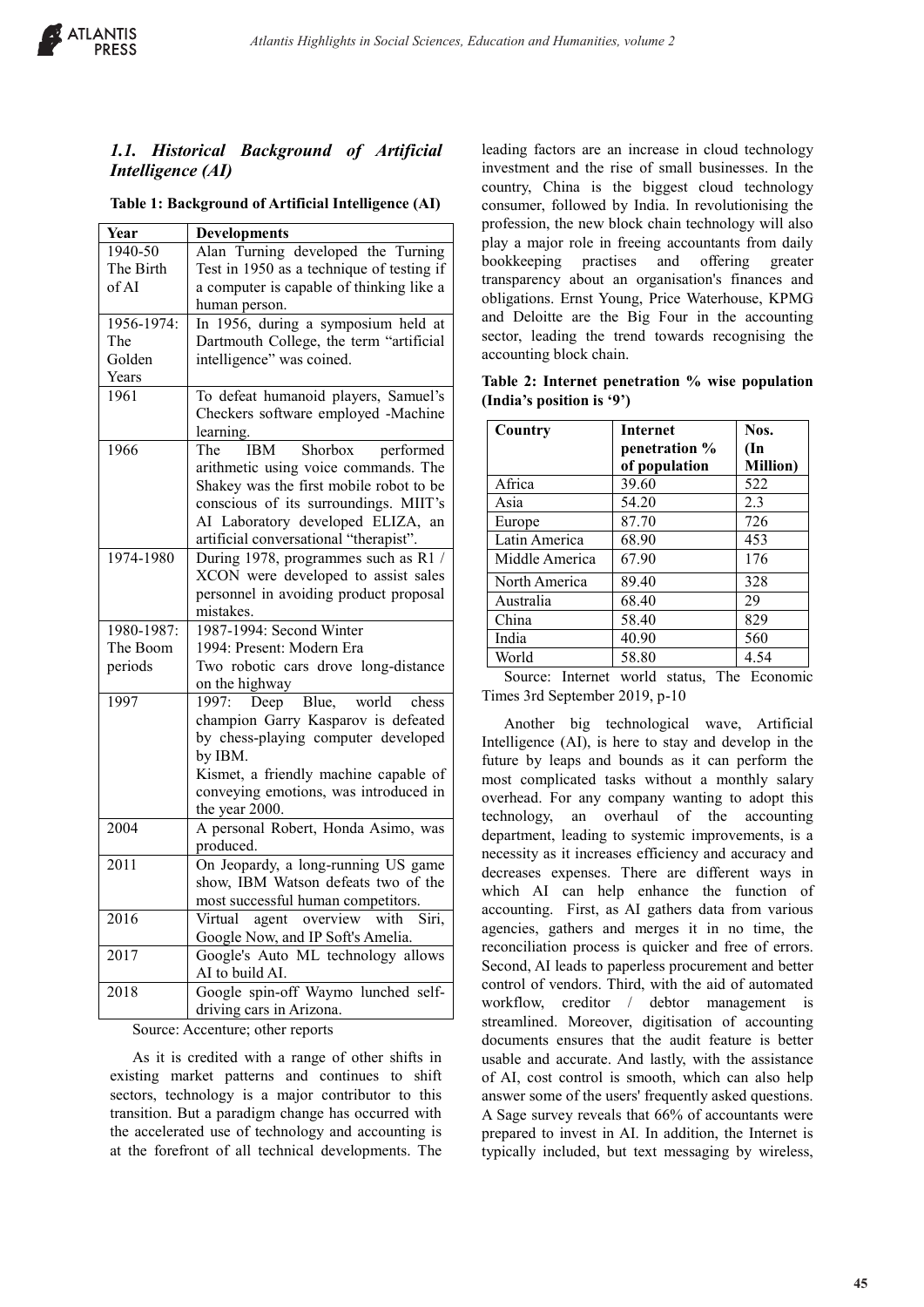### *1.1. Historical Background of Artificial Intelligence (AI)*

**Table 1: Background of Artificial Intelligence (AI)**

| Year | Developments |
|---|---|
| 1940-50 The Birth of AI | Alan Turning developed the Turning Test in 1950 as a technique of testing if a computer is capable of thinking like a human person. |
| 1956-1974: The Golden Years | In 1956, during a symposium held at Dartmouth College, the term "artificial intelligence" was coined. |
| 1961 | To defeat humanoid players, Samuel's Checkers software employed -Machine learning. |
| 1966 | The IBM Shorbox performed arithmetic using voice commands. The Shakey was the first mobile robot to be conscious of its surroundings. MIIT's AI Laboratory developed ELIZA, an artificial conversational "therapist". |
| 1974-1980 | During 1978, programmes such as R1 / XCON were developed to assist sales personnel in avoiding product proposal mistakes. |
| 1980-1987: The Boom periods | 1987-1994: Second Winter<br>1994: Present: Modern Era<br>Two robotic cars drove long-distance on the highway |
| 1997 | 1997: Deep Blue, world chess champion Garry Kasparov is defeated by chess-playing computer developed by IBM.<br>Kismet, a friendly machine capable of conveying emotions, was introduced in the year 2000. |
| 2004 | A personal Robert, Honda Asimo, was produced. |
| 2011 | On Jeopardy, a long-running US game show, IBM Watson defeats two of the most successful human competitors. |
| 2016 | Virtual agent overview with Siri, Google Now, and IP Soft's Amelia. |
| 2017 | Google's Auto ML technology allows AI to build AI. |
| 2018 | Google spin-off Waymo lunched self-driving cars in Arizona. |

Source: Accenture; other reports

As it is credited with a range of other shifts in existing market patterns and continues to shift sectors, technology is a major contributor to this transition. But a paradigm change has occurred with the accelerated use of technology and accounting is at the forefront of all technical developments. The leading factors are an increase in cloud technology investment and the rise of small businesses. In the country, China is the biggest cloud technology consumer, followed by India. In revolutionising the profession, the new block chain technology will also play a major role in freeing accountants from daily bookkeeping practises and offering greater transparency about an organisation's finances and obligations. Ernst Young, Price Waterhouse, KPMG and Deloitte are the Big Four in the accounting sector, leading the trend towards recognising the accounting block chain.

**Table 2: Internet penetration % wise population (India's position is '9')**

| Country | Internet penetration % of population | Nos. (In Million) |
|---|---|---|
| Africa | 39.60 | 522 |
| Asia | 54.20 | 2.3 |
| Europe | 87.70 | 726 |
| Latin America | 68.90 | 453 |
| Middle America | 67.90 | 176 |
| North America | 89.40 | 328 |
| Australia | 68.40 | 29 |
| China | 58.40 | 829 |
| India | 40.90 | 560 |
| World | 58.80 | 4.54 |

Source: Internet world status, The Economic Times 3rd September 2019, p-10

Another big technological wave, Artificial Intelligence (AI), is here to stay and develop in the future by leaps and bounds as it can perform the most complicated tasks without a monthly salary overhead. For any company wanting to adopt this technology, an overhaul of the accounting department, leading to systemic improvements, is a necessity as it increases efficiency and accuracy and decreases expenses. There are different ways in which AI can help enhance the function of accounting. First, as AI gathers data from various agencies, gathers and merges it in no time, the reconciliation process is quicker and free of errors. Second, AI leads to paperless procurement and better control of vendors. Third, with the aid of automated workflow, creditor / debtor management is streamlined. Moreover, digitisation of accounting documents ensures that the audit feature is better usable and accurate. And lastly, with the assistance of AI, cost control is smooth, which can also help answer some of the users' frequently asked questions. A Sage survey reveals that 66% of accountants were prepared to invest in AI. In addition, the Internet is typically included, but text messaging by wireless,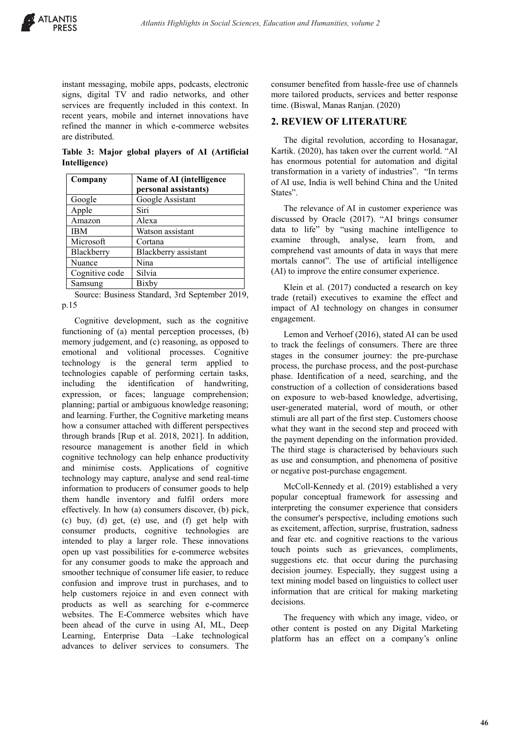instant messaging, mobile apps, podcasts, electronic signs, digital TV and radio networks, and other services are frequently included in this context. In recent years, mobile and internet innovations have refined the manner in which e-commerce websites are distributed.

**Table 3: Major global players of AI (Artificial Intelligence)**

| Company | Name of AI (intelligence personal assistants) |
|---|---|
| Google | Google Assistant |
| Apple | Siri |
| Amazon | Alexa |
| IBM | Watson assistant |
| Microsoft | Cortana |
| Blackberry | Blackberry assistant |
| Nuance | Nina |
| Cognitive code | Silvia |
| Samsung | Bixby |

Source: Business Standard, 3rd September 2019, p.15

Cognitive development, such as the cognitive functioning of (a) mental perception processes, (b) memory judgement, and (c) reasoning, as opposed to emotional and volitional processes. Cognitive technology is the general term applied to technologies capable of performing certain tasks, including the identification of handwriting, expression, or faces; language comprehension; planning; partial or ambiguous knowledge reasoning; and learning. Further, the Cognitive marketing means how a consumer attached with different perspectives through brands [Rup et al. 2018, 2021]. In addition, resource management is another field in which cognitive technology can help enhance productivity and minimise costs. Applications of cognitive technology may capture, analyse and send real-time information to producers of consumer goods to help them handle inventory and fulfil orders more effectively. In how (a) consumers discover, (b) pick, (c) buy, (d) get, (e) use, and (f) get help with consumer products, cognitive technologies are intended to play a larger role. These innovations open up vast possibilities for e-commerce websites for any consumer goods to make the approach and smoother technique of consumer life easier, to reduce confusion and improve trust in purchases, and to help customers rejoice in and even connect with products as well as searching for e-commerce websites. The E-Commerce websites which have been ahead of the curve in using AI, ML, Deep Learning, Enterprise Data –Lake technological advances to deliver services to consumers. The consumer benefited from hassle-free use of channels more tailored products, services and better response time. (Biswal, Manas Ranjan. (2020)

## 2. REVIEW OF LITERATURE

The digital revolution, according to Hosanagar, Kartik. (2020), has taken over the current world. "AI has enormous potential for automation and digital transformation in a variety of industries". "In terms of AI use, India is well behind China and the United States".

The relevance of AI in customer experience was discussed by Oracle (2017). "AI brings consumer data to life" by "using machine intelligence to examine through, analyse, learn from, and comprehend vast amounts of data in ways that mere mortals cannot". The use of artificial intelligence (AI) to improve the entire consumer experience.

Klein et al. (2017) conducted a research on key trade (retail) executives to examine the effect and impact of AI technology on changes in consumer engagement.

Lemon and Verhoef (2016), stated AI can be used to track the feelings of consumers. There are three stages in the consumer journey: the pre-purchase process, the purchase process, and the post-purchase phase. Identification of a need, searching, and the construction of a collection of considerations based on exposure to web-based knowledge, advertising, user-generated material, word of mouth, or other stimuli are all part of the first step. Customers choose what they want in the second step and proceed with the payment depending on the information provided. The third stage is characterised by behaviours such as use and consumption, and phenomena of positive or negative post-purchase engagement.

McColl-Kennedy et al. (2019) established a very popular conceptual framework for assessing and interpreting the consumer experience that considers the consumer's perspective, including emotions such as excitement, affection, surprise, frustration, sadness and fear etc. and cognitive reactions to the various touch points such as grievances, compliments, suggestions etc. that occur during the purchasing decision journey. Especially, they suggest using a text mining model based on linguistics to collect user information that are critical for making marketing decisions.

The frequency with which any image, video, or other content is posted on any Digital Marketing platform has an effect on a company's online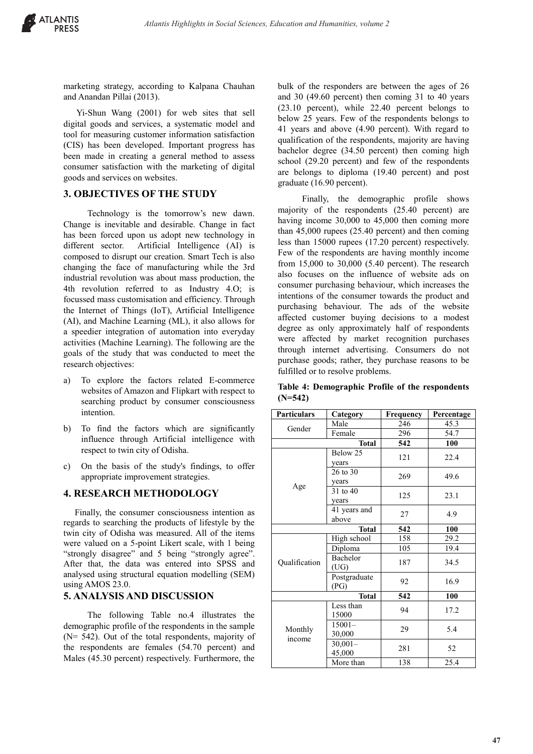marketing strategy, according to Kalpana Chauhan and Anandan Pillai (2013).

Yi-Shun Wang (2001) for web sites that sell digital goods and services, a systematic model and tool for measuring customer information satisfaction (CIS) has been developed. Important progress has been made in creating a general method to assess consumer satisfaction with the marketing of digital goods and services on websites.

## 3. OBJECTIVES OF THE STUDY

Technology is the tomorrow's new dawn. Change is inevitable and desirable. Change in fact has been forced upon us adopt new technology in different sector. Artificial Intelligence (AI) is composed to disrupt our creation. Smart Tech is also changing the face of manufacturing while the 3rd industrial revolution was about mass production, the 4th revolution referred to as Industry 4.O; is focussed mass customisation and efficiency. Through the Internet of Things (IoT), Artificial Intelligence (AI), and Machine Learning (ML), it also allows for a speedier integration of automation into everyday activities (Machine Learning). The following are the goals of the study that was conducted to meet the research objectives:

a) To explore the factors related E-commerce websites of Amazon and Flipkart with respect to searching product by consumer consciousness intention.

b) To find the factors which are significantly influence through Artificial intelligence with respect to twin city of Odisha.

c) On the basis of the study's findings, to offer appropriate improvement strategies.

## 4. RESEARCH METHODOLOGY

Finally, the consumer consciousness intention as regards to searching the products of lifestyle by the twin city of Odisha was measured. All of the items were valued on a 5-point Likert scale, with 1 being "strongly disagree" and 5 being "strongly agree". After that, the data was entered into SPSS and analysed using structural equation modelling (SEM) using AMOS 23.0.

## 5. ANALYSIS AND DISCUSSION

The following Table no.4 illustrates the demographic profile of the respondents in the sample (N= 542). Out of the total respondents, majority of the respondents are females (54.70 percent) and Males (45.30 percent) respectively. Furthermore, the bulk of the responders are between the ages of 26 and 30 (49.60 percent) then coming 31 to 40 years (23.10 percent), while 22.40 percent belongs to below 25 years. Few of the respondents belongs to 41 years and above (4.90 percent). With regard to qualification of the respondents, majority are having bachelor degree (34.50 percent) then coming high school (29.20 percent) and few of the respondents are belongs to diploma (19.40 percent) and post graduate (16.90 percent).

Finally, the demographic profile shows majority of the respondents (25.40 percent) are having income 30,000 to 45,000 then coming more than 45,000 rupees (25.40 percent) and then coming less than 15000 rupees (17.20 percent) respectively. Few of the respondents are having monthly income from 15,000 to 30,000 (5.40 percent). The research also focuses on the influence of website ads on consumer purchasing behaviour, which increases the intentions of the consumer towards the product and purchasing behaviour. The ads of the website affected customer buying decisions to a modest degree as only approximately half of respondents were affected by market recognition purchases through internet advertising. Consumers do not purchase goods; rather, they purchase reasons to be fulfilled or to resolve problems.

**Table 4: Demographic Profile of the respondents (N=542)**

| Particulars | Category | Frequency | Percentage |
|---|---|---|---|
| Gender | Male | 246 | 45.3 |
| | Female | 296 | 54.7 |
| | **Total** | **542** | **100** |
| Age | Below 25 years | 121 | 22.4 |
| | 26 to 30 years | 269 | 49.6 |
| | 31 to 40 years | 125 | 23.1 |
| | 41 years and above | 27 | 4.9 |
| | **Total** | **542** | **100** |
| Qualification | High school | 158 | 29.2 |
| | Diploma | 105 | 19.4 |
| | Bachelor (UG) | 187 | 34.5 |
| | Postgraduate (PG) | 92 | 16.9 |
| | **Total** | **542** | **100** |
| Monthly income | Less than 15000 | 94 | 17.2 |
| | 15001–30,000 | 29 | 5.4 |
| | 30,001–45,000 | 281 | 52 |
| | More than | 138 | 25.4 |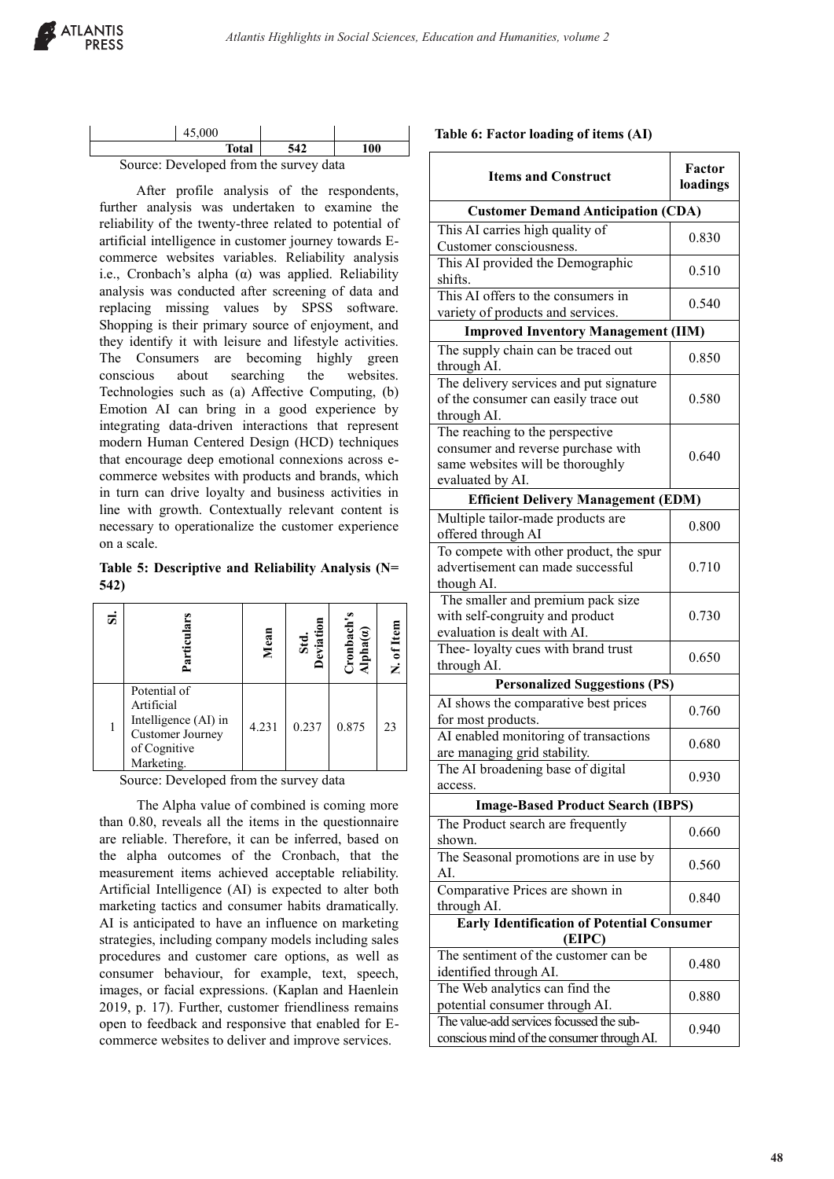| | 45,000 | | |
|---|---|---|---|
| | **Total** | **542** | **100** |

Source: Developed from the survey data

After profile analysis of the respondents, further analysis was undertaken to examine the reliability of the twenty-three related to potential of artificial intelligence in customer journey towards E-commerce websites variables. Reliability analysis i.e., Cronbach's alpha (α) was applied. Reliability analysis was conducted after screening of data and replacing missing values by SPSS software. Shopping is their primary source of enjoyment, and they identify it with leisure and lifestyle activities. The Consumers are becoming highly green conscious about searching the websites. Technologies such as (a) Affective Computing, (b) Emotion AI can bring in a good experience by integrating data-driven interactions that represent modern Human Centered Design (HCD) techniques that encourage deep emotional connexions across e-commerce websites with products and brands, which in turn can drive loyalty and business activities in line with growth. Contextually relevant content is necessary to operationalize the customer experience on a scale.

**Table 5: Descriptive and Reliability Analysis (N= 542)**

| Sl. | Particulars | Mean | Std. Deviation | Cronbach's Alpha(α) | N. of Item |
|---|---|---|---|---|---|
| 1 | Potential of Artificial Intelligence (AI) in Customer Journey of Cognitive Marketing. | 4.231 | 0.237 | 0.875 | 23 |

Source: Developed from the survey data

The Alpha value of combined is coming more than 0.80, reveals all the items in the questionnaire are reliable. Therefore, it can be inferred, based on the alpha outcomes of the Cronbach, that the measurement items achieved acceptable reliability. Artificial Intelligence (AI) is expected to alter both marketing tactics and consumer habits dramatically. AI is anticipated to have an influence on marketing strategies, including company models including sales procedures and customer care options, as well as consumer behaviour, for example, text, speech, images, or facial expressions. (Kaplan and Haenlein 2019, p. 17). Further, customer friendliness remains open to feedback and responsive that enabled for E-commerce websites to deliver and improve services.

**Table 6: Factor loading of items (AI)**

| Items and Construct | Factor loadings |
|---|---|
| **Customer Demand Anticipation (CDA)** | |
| This AI carries high quality of Customer consciousness. | 0.830 |
| This AI provided the Demographic shifts. | 0.510 |
| This AI offers to the consumers in variety of products and services. | 0.540 |
| **Improved Inventory Management (IIM)** | |
| The supply chain can be traced out through AI. | 0.850 |
| The delivery services and put signature of the consumer can easily trace out through AI. | 0.580 |
| The reaching to the perspective consumer and reverse purchase with same websites will be thoroughly evaluated by AI. | 0.640 |
| **Efficient Delivery Management (EDM)** | |
| Multiple tailor-made products are offered through AI | 0.800 |
| To compete with other product, the spur advertisement can made successful though AI. | 0.710 |
| The smaller and premium pack size with self-congruity and product evaluation is dealt with AI. | 0.730 |
| Thee- loyalty cues with brand trust through AI. | 0.650 |
| **Personalized Suggestions (PS)** | |
| AI shows the comparative best prices for most products. | 0.760 |
| AI enabled monitoring of transactions are managing grid stability. | 0.680 |
| The AI broadening base of digital access. | 0.930 |
| **Image-Based Product Search (IBPS)** | |
| The Product search are frequently shown. | 0.660 |
| The Seasonal promotions are in use by AI. | 0.560 |
| Comparative Prices are shown in through AI. | 0.840 |
| **Early Identification of Potential Consumer (EIPC)** | |
| The sentiment of the customer can be identified through AI. | 0.480 |
| The Web analytics can find the potential consumer through AI. | 0.880 |
| The value-add services focussed the sub-conscious mind of the consumer through AI. | 0.940 |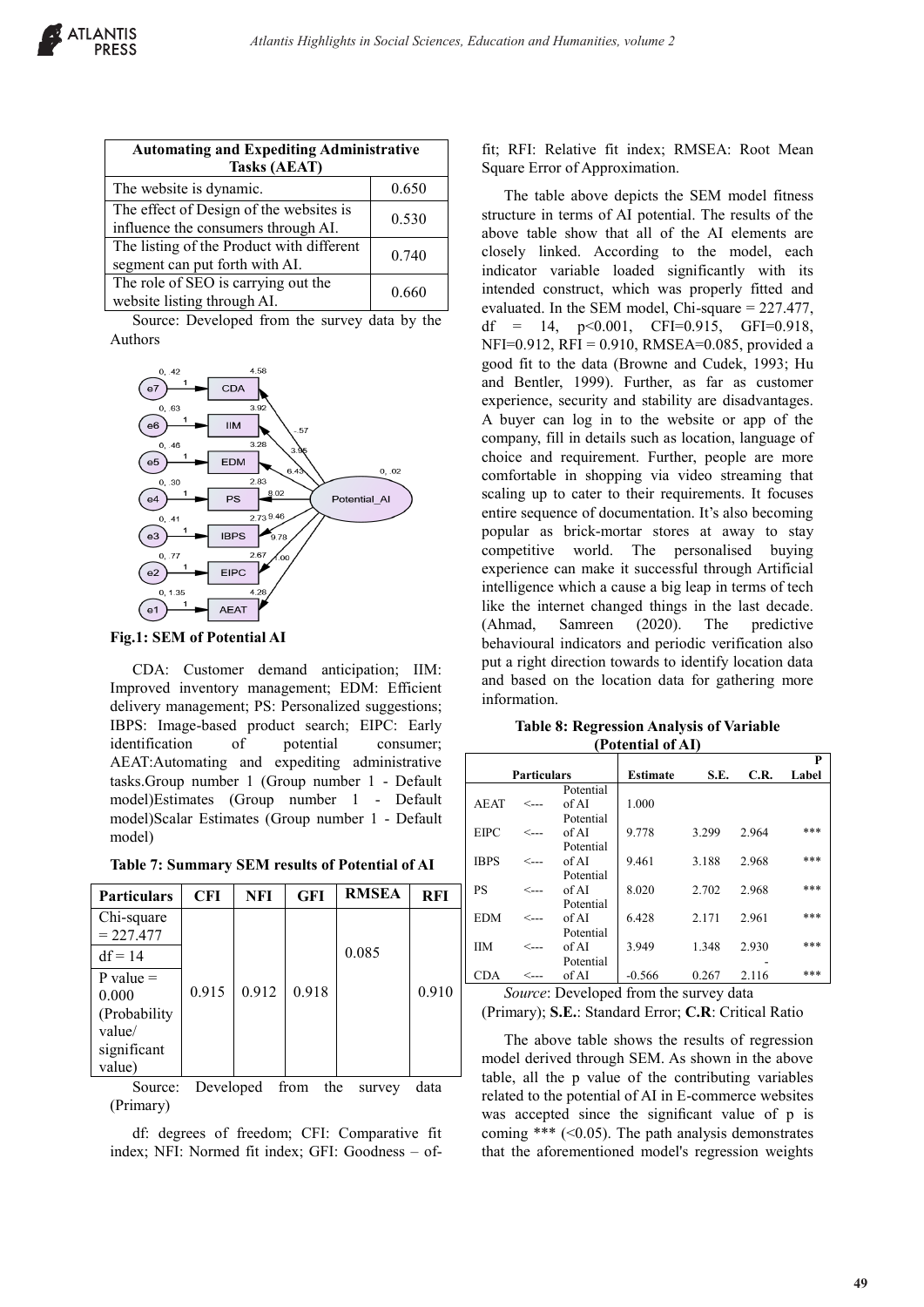| Automating and Expediting Administrative Tasks (AEAT) | |
|---|---|
| The website is dynamic. | 0.650 |
| The effect of Design of the websites is influence the consumers through AI. | 0.530 |
| The listing of the Product with different segment can put forth with AI. | 0.740 |
| The role of SEO is carrying out the website listing through AI. | 0.660 |

Source: Developed from the survey data by the Authors

**Fig.1: SEM of Potential AI**

CDA: Customer demand anticipation; IIM: Improved inventory management; EDM: Efficient delivery management; PS: Personalized suggestions; IBPS: Image-based product search; EIPC: Early identification of potential consumer; AEAT:Automating and expediting administrative tasks.Group number 1 (Group number 1 - Default model)Estimates (Group number 1 - Default model)Scalar Estimates (Group number 1 - Default model)

**Table 7: Summary SEM results of Potential of AI**

| Particulars | CFI | NFI | GFI | RMSEA | RFI |
|---|---|---|---|---|---|
| Chi-square = 227.477 | 0.915 | 0.912 | 0.918 | 0.085 | 0.910 |
| df = 14 | | | | | |
| P value = 0.000 (Probability value/ significant value) | | | | | |

Source: Developed from the survey data (Primary)

df: degrees of freedom; CFI: Comparative fit index; NFI: Normed fit index; GFI: Goodness – of-fit; RFI: Relative fit index; RMSEA: Root Mean Square Error of Approximation.

The table above depicts the SEM model fitness structure in terms of AI potential. The results of the above table show that all of the AI elements are closely linked. According to the model, each indicator variable loaded significantly with its intended construct, which was properly fitted and evaluated. In the SEM model, Chi-square = 227.477, df = 14, p<0.001, CFI=0.915, GFI=0.918, NFI=0.912, RFI = 0.910, RMSEA=0.085, provided a good fit to the data (Browne and Cudek, 1993; Hu and Bentler, 1999). Further, as far as customer experience, security and stability are disadvantages. A buyer can log in to the website or app of the company, fill in details such as location, language of choice and requirement. Further, people are more comfortable in shopping via video streaming that scaling up to cater to their requirements. It focuses entire sequence of documentation. It's also becoming popular as brick-mortar stores at away to stay competitive world. The personalised buying experience can make it successful through Artificial intelligence which a cause a big leap in terms of tech like the internet changed things in the last decade. (Ahmad, Samreen (2020). The predictive behavioural indicators and periodic verification also put a right direction towards to identify location data and based on the location data for gathering more information.

**Table 8: Regression Analysis of Variable (Potential of AI)**

| Particulars | | | Estimate | S.E. | C.R. | P Label |
|---|---|---|---|---|---|---|
| AEAT | <--- | Potential of AI | 1.000 | | | |
| EIPC | <--- | Potential of AI | 9.778 | 3.299 | 2.964 | *** |
| IBPS | <--- | Potential of AI | 9.461 | 3.188 | 2.968 | *** |
| PS | <--- | Potential of AI | 8.020 | 2.702 | 2.968 | *** |
| EDM | <--- | Potential of AI | 6.428 | 2.171 | 2.961 | *** |
| IIM | <--- | Potential of AI | 3.949 | 1.348 | 2.930 | *** |
| CDA | <--- | Potential of AI | -0.566 | 0.267 | -2.116 | *** |

*Source*: Developed from the survey data (Primary); **S.E.**: Standard Error; **C.R**: Critical Ratio

The above table shows the results of regression model derived through SEM. As shown in the above table, all the p value of the contributing variables related to the potential of AI in E-commerce websites was accepted since the significant value of p is coming *** (<0.05). The path analysis demonstrates that the aforementioned model's regression weights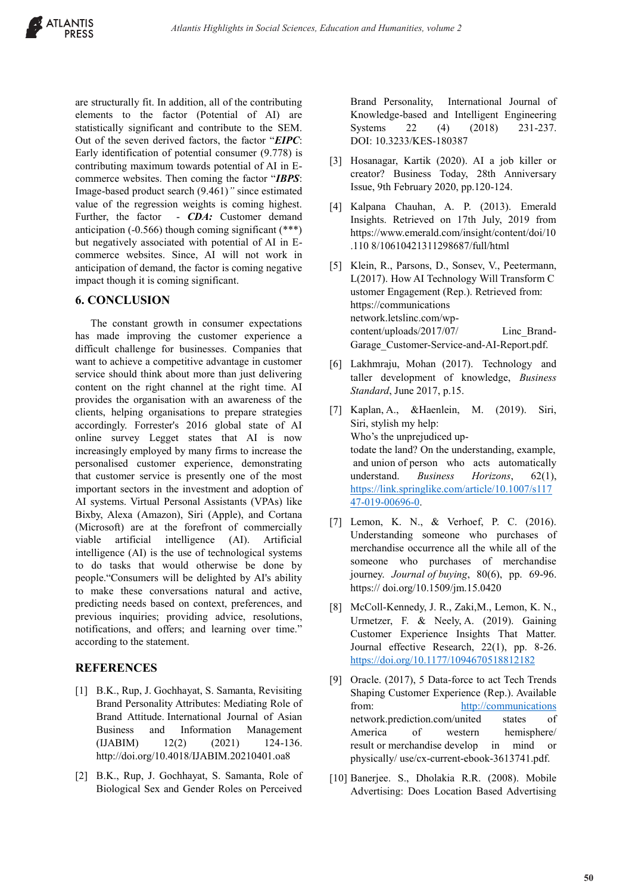are structurally fit. In addition, all of the contributing elements to the factor (Potential of AI) are statistically significant and contribute to the SEM. Out of the seven derived factors, the factor "***EIPC***: Early identification of potential consumer (9.778) is contributing maximum towards potential of AI in E-commerce websites. Then coming the factor "***IBPS***: Image-based product search (9.461)*"* since estimated value of the regression weights is coming highest. Further, the factor - ***CDA:*** Customer demand anticipation (-0.566) though coming significant (***) but negatively associated with potential of AI in E-commerce websites. Since, AI will not work in anticipation of demand, the factor is coming negative impact though it is coming significant.

## 6. CONCLUSION

The constant growth in consumer expectations has made improving the customer experience a difficult challenge for businesses. Companies that want to achieve a competitive advantage in customer service should think about more than just delivering content on the right channel at the right time. AI provides the organisation with an awareness of the clients, helping organisations to prepare strategies accordingly. Forrester's 2016 global state of AI online survey Legget states that AI is now increasingly employed by many firms to increase the personalised customer experience, demonstrating that customer service is presently one of the most important sectors in the investment and adoption of AI systems. Virtual Personal Assistants (VPAs) like Bixby, Alexa (Amazon), Siri (Apple), and Cortana (Microsoft) are at the forefront of commercially viable artificial intelligence (AI). Artificial intelligence (AI) is the use of technological systems to do tasks that would otherwise be done by people."Consumers will be delighted by AI's ability to make these conversations natural and active, predicting needs based on context, preferences, and previous inquiries; providing advice, resolutions, notifications, and offers; and learning over time." according to the statement.

## REFERENCES

[1] B.K., Rup, J. Gochhayat, S. Samanta, Revisiting Brand Personality Attributes: Mediating Role of Brand Attitude. International Journal of Asian Business and Information Management (IJABIM) 12(2) (2021) 124-136. http://doi.org/10.4018/IJABIM.20210401.oa8

[2] B.K., Rup, J. Gochhayat, S. Samanta, Role of Biological Sex and Gender Roles on Perceived Brand Personality, International Journal of Knowledge-based and Intelligent Engineering Systems 22 (4) (2018) 231-237. DOI: 10.3233/KES-180387

[3] Hosanagar, Kartik (2020). AI a job killer or creator? Business Today, 28th Anniversary Issue, 9th February 2020, pp.120-124.

[4] Kalpana Chauhan, A. P. (2013). Emerald Insights. Retrieved on 17th July, 2019 from https://www.emerald.com/insight/content/doi/10.110 8/10610421311298687/full/html

[5] Klein, R., Parsons, D., Sonsev, V., Peetermann, L(2017). How AI Technology Will Transform C ustomer Engagement (Rep.). Retrieved from: https://communications network.letslinc.com/wp-content/uploads/2017/07/ Linc_Brand-Garage_Customer-Service-and-AI-Report.pdf.

[6] Lakhmraju, Mohan (2017). Technology and taller development of knowledge, *Business Standard*, June 2017, p.15.

[7] Kaplan, A., &Haenlein, M. (2019). Siri, Siri, stylish my help: Who's the unprejudiced up-todate the land? On the understanding, example, and union of person who acts automatically understand. *Business Horizons*, 62(1), https://link.springlike.com/article/10.1007/s11747-019-00696-0.

[7] Lemon, K. N., & Verhoef, P. C. (2016). Understanding someone who purchases of merchandise occurrence all the while all of the someone who purchases of merchandise journey. *Journal of buying*, 80(6), pp. 69-96. https:// doi.org/10.1509/jm.15.0420

[8] McColl-Kennedy, J. R., Zaki,M., Lemon, K. N., Urmetzer, F. & Neely, A. (2019). Gaining Customer Experience Insights That Matter. Journal effective Research, 22(1), pp. 8-26. https://doi.org/10.1177/1094670518812182

[9] Oracle. (2017), 5 Data-force to act Tech Trends Shaping Customer Experience (Rep.). Available from: http://communications network.prediction.com/united states of America of western hemisphere/ result or merchandise develop in mind or physically/ use/cx-current-ebook-3613741.pdf.

[10] Banerjee. S., Dholakia R.R. (2008). Mobile Advertising: Does Location Based Advertising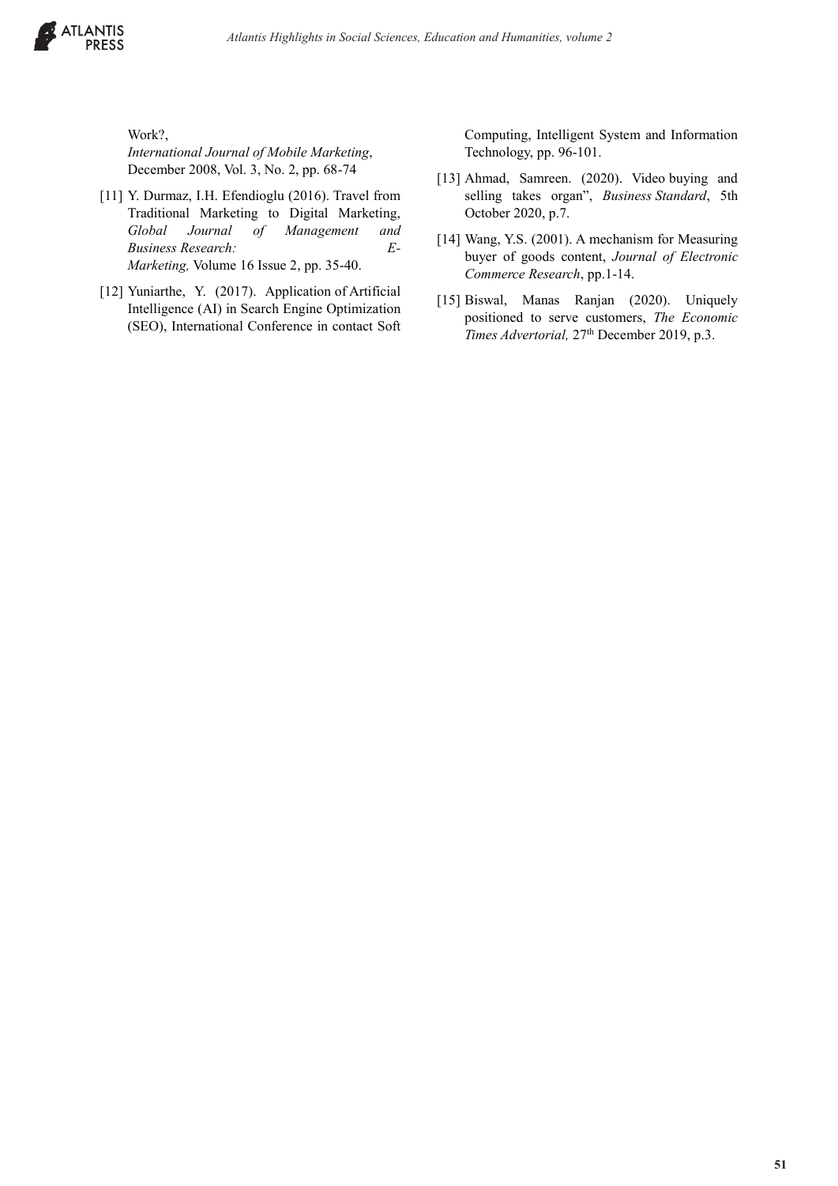Work?,
*International Journal of Mobile Marketing*, December 2008, Vol. 3, No. 2, pp. 68-74

[11] Y. Durmaz, I.H. Efendioglu (2016). Travel from Traditional Marketing to Digital Marketing, *Global Journal of Management and Business Research: E-Marketing,* Volume 16 Issue 2, pp. 35-40.

[12] Yuniarthe, Y. (2017). Application of Artificial Intelligence (AI) in Search Engine Optimization (SEO), International Conference in contact Soft Computing, Intelligent System and Information Technology, pp. 96-101.

[13] Ahmad, Samreen. (2020). Video buying and selling takes organ", *Business Standard*, 5th October 2020, p.7.

[14] Wang, Y.S. (2001). A mechanism for Measuring buyer of goods content, *Journal of Electronic Commerce Research*, pp.1-14.

[15] Biswal, Manas Ranjan (2020). Uniquely positioned to serve customers, *The Economic Times Advertorial,* 27th December 2019, p.3.